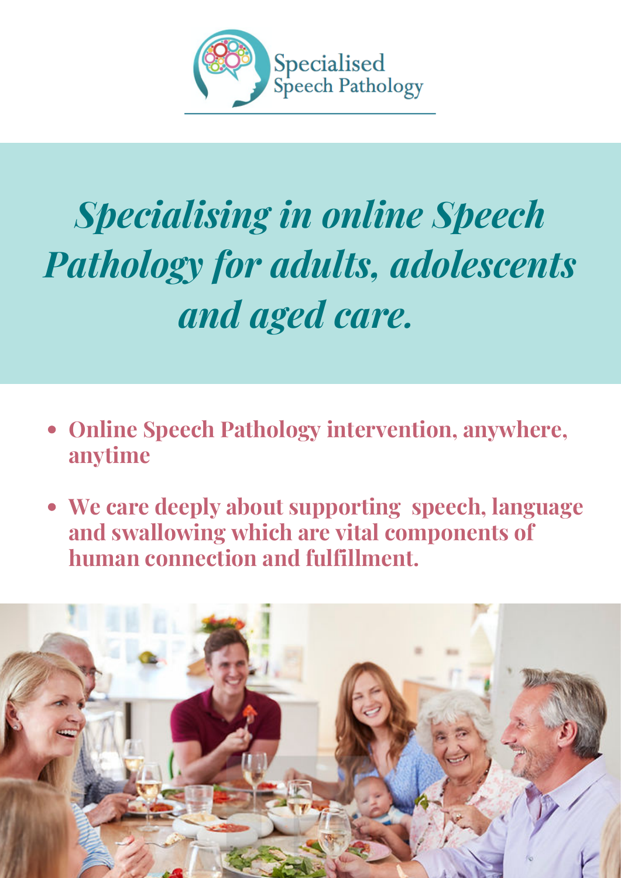Specialised
Speech Pathology

# *Specialising in online Speech Pathology for adults, adolescents and aged care.*

- **Online Speech Pathology intervention, anywhere, anytime**
- **We care deeply about supporting speech, language and swallowing which are vital components of human connection and fulfillment.**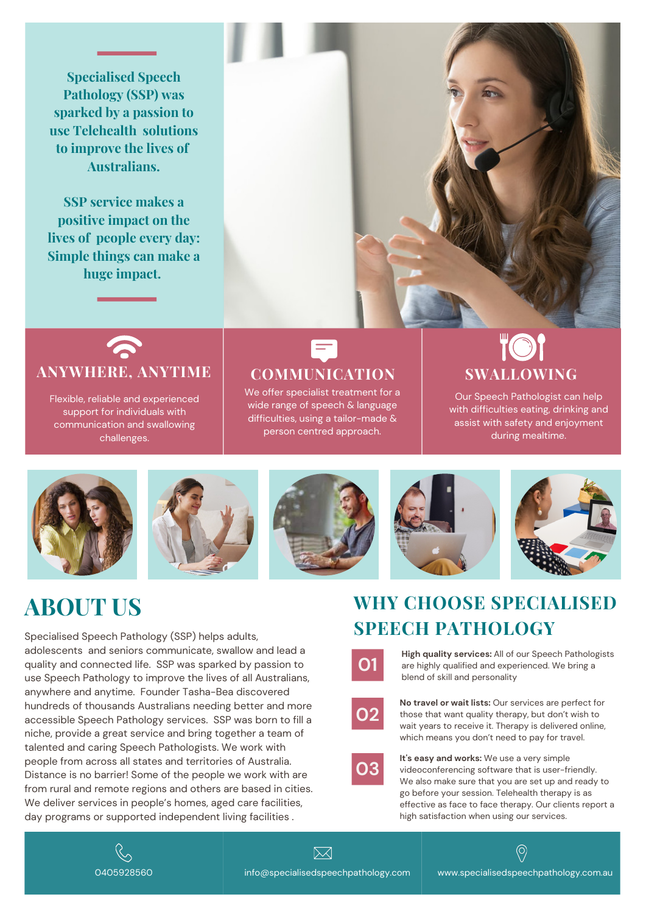Specialised Speech Pathology (SSP) was sparked by a passion to use Telehealth solutions to improve the lives of Australians.

SSP service makes a positive impact on the lives of people every day: Simple things can make a huge impact.

## ANYWHERE, ANYTIME

Flexible, reliable and experienced support for individuals with communication and swallowing challenges.

## COMMUNICATION

We offer specialist treatment for a wide range of speech & language difficulties, using a tailor-made & person centred approach.

## SWALLOWING

Our Speech Pathologist can help with difficulties eating, drinking and assist with safety and enjoyment during mealtime.

# ABOUT US

Specialised Speech Pathology (SSP) helps adults, adolescents and seniors communicate, swallow and lead a quality and connected life. SSP was sparked by passion to use Speech Pathology to improve the lives of all Australians, anywhere and anytime. Founder Tasha-Bea discovered hundreds of thousands Australians needing better and more accessible Speech Pathology services. SSP was born to fill a niche, provide a great service and bring together a team of talented and caring Speech Pathologists. We work with people from across all states and territories of Australia. Distance is no barrier! Some of the people we work with are from rural and remote regions and others are based in cities. We deliver services in people's homes, aged care facilities, day programs or supported independent living facilities .

# WHY CHOOSE SPECIALISED SPEECH PATHOLOGY

**01** **High quality services:** All of our Speech Pathologists are highly qualified and experienced. We bring a blend of skill and personality

**02** **No travel or wait lists:** Our services are perfect for those that want quality therapy, but don't wish to wait years to receive it. Therapy is delivered online, which means you don't need to pay for travel.

**03** **It's easy and works:** We use a very simple videoconferencing software that is user-friendly. We also make sure that you are set up and ready to go before your session. Telehealth therapy is as effective as face to face therapy. Our clients report a high satisfaction when using our services.

0405928560

info@specialisedspeechpathology.com

www.specialisedspeechpathology.com.au